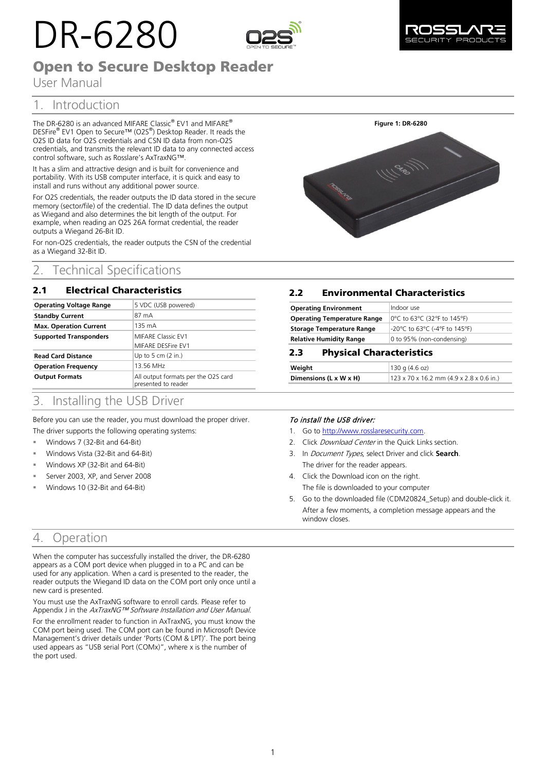# DR-6280

## Open to Secure Desktop Reader

User Manual

## 1. Introduction

The DR-6280 is an advanced MIFARE Classic® EV1 and MIFARE® DESFire® EV1 Open to Secure™ (O2S®) Desktop Reader. It reads the O2S ID data for O2S credentials and CSN ID data from non-O2S credentials, and transmits the relevant ID data to any connected access control software, such as Rosslare's AxTraxNG™.

It has a slim and attractive design and is built for convenience and portability. With its USB computer interface, it is quick and easy to install and runs without any additional power source.

For O2S credentials, the reader outputs the ID data stored in the secure memory (sector/file) of the credential. The ID data defines the output as Wiegand and also determines the bit length of the output. For example, when reading an O2S 26A format credential, the reader outputs a Wiegand 26-Bit ID.

For non-O2S credentials, the reader outputs the CSN of the credential as a Wiegand 32-Bit ID.

**Figure 1: DR-6280**

## 2. Technical Specifications

### 2.1 Electrical Characteristics

| | |
|---|---|
| **Operating Voltage Range** | 5 VDC (USB powered) |
| **Standby Current** | 87 mA |
| **Max. Operation Current** | 135 mA |
| **Supported Transponders** | MIFARE Classic EV1<br>MIFARE DESFire EV1 |
| **Read Card Distance** | Up to 5 cm (2 in.) |
| **Operation Frequency** | 13.56 MHz |
| **Output Formats** | All output formats per the O2S card presented to reader |

### 2.2 Environmental Characteristics

| | |
|---|---|
| **Operating Environment** | Indoor use |
| **Operating Temperature Range** | 0°C to 63°C (32°F to 145°F) |
| **Storage Temperature Range** | -20°C to 63°C (-4°F to 145°F) |
| **Relative Humidity Range** | 0 to 95% (non-condensing) |

### 2.3 Physical Characteristics

| | |
|---|---|
| **Weight** | 130 g (4.6 oz) |
| **Dimensions (L x W x H)** | 123 x 70 x 16.2 mm (4.9 x 2.8 x 0.6 in.) |

## 3. Installing the USB Driver

Before you can use the reader, you must download the proper driver.

The driver supports the following operating systems:

- Windows 7 (32-Bit and 64-Bit)
- Windows Vista (32-Bit and 64-Bit)
- Windows XP (32-Bit and 64-Bit)
- Server 2003, XP, and Server 2008
- Windows 10 (32-Bit and 64-Bit)

***To install the USB driver:***

1. Go to http://www.rosslaresecurity.com.
2. Click *Download Center* in the Quick Links section.
3. In *Document Types*, select Driver and click **Search**.
   The driver for the reader appears.
4. Click the Download icon on the right.
   The file is downloaded to your computer
5. Go to the downloaded file (CDM20824_Setup) and double-click it.
   After a few moments, a completion message appears and the window closes.

## 4. Operation

When the computer has successfully installed the driver, the DR-6280 appears as a COM port device when plugged in to a PC and can be used for any application. When a card is presented to the reader, the reader outputs the Wiegand ID data on the COM port only once until a new card is presented.

You must use the AxTraxNG software to enroll cards. Please refer to Appendix J in the *AxTraxNG™ Software Installation and User Manual*.

For the enrollment reader to function in AxTraxNG, you must know the COM port being used. The COM port can be found in Microsoft Device Management's driver details under 'Ports (COM & LPT)'. The port being used appears as "USB serial Port (COMx)", where x is the number of the port used.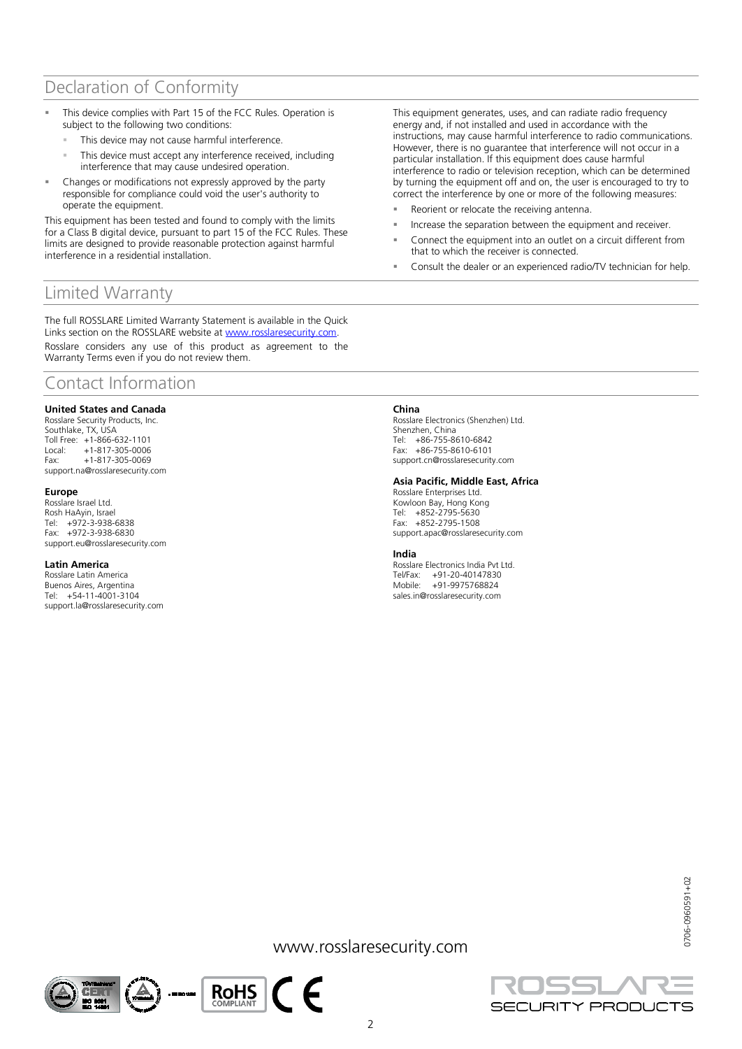## Declaration of Conformity

- This device complies with Part 15 of the FCC Rules. Operation is subject to the following two conditions:
  - This device may not cause harmful interference.
  - This device must accept any interference received, including interference that may cause undesired operation.
- Changes or modifications not expressly approved by the party responsible for compliance could void the user's authority to operate the equipment.

This equipment has been tested and found to comply with the limits for a Class B digital device, pursuant to part 15 of the FCC Rules. These limits are designed to provide reasonable protection against harmful interference in a residential installation.

This equipment generates, uses, and can radiate radio frequency energy and, if not installed and used in accordance with the instructions, may cause harmful interference to radio communications. However, there is no guarantee that interference will not occur in a particular installation. If this equipment does cause harmful interference to radio or television reception, which can be determined by turning the equipment off and on, the user is encouraged to try to correct the interference by one or more of the following measures:

- Reorient or relocate the receiving antenna.
- Increase the separation between the equipment and receiver.
- Connect the equipment into an outlet on a circuit different from that to which the receiver is connected.
- Consult the dealer or an experienced radio/TV technician for help.

## Limited Warranty

The full ROSSLARE Limited Warranty Statement is available in the Quick Links section on the ROSSLARE website at www.rosslaresecurity.com.

Rosslare considers any use of this product as agreement to the Warranty Terms even if you do not review them.

## Contact Information

**United States and Canada**
Rosslare Security Products, Inc.
Southlake, TX, USA
Toll Free: +1-866-632-1101
Local: +1-817-305-0006
Fax: +1-817-305-0069
support.na@rosslaresecurity.com

**Europe**
Rosslare Israel Ltd.
Rosh HaAyin, Israel
Tel: +972-3-938-6838
Fax: +972-3-938-6830
support.eu@rosslaresecurity.com

**Latin America**
Rosslare Latin America
Buenos Aires, Argentina
Tel: +54-11-4001-3104
support.la@rosslaresecurity.com

**China**
Rosslare Electronics (Shenzhen) Ltd.
Shenzhen, China
Tel: +86-755-8610-6842
Fax: +86-755-8610-6101
support.cn@rosslaresecurity.com

**Asia Pacific, Middle East, Africa**
Rosslare Enterprises Ltd.
Kowloon Bay, Hong Kong
Tel: +852-2795-5630
Fax: +852-2795-1508
support.apac@rosslaresecurity.com

**India**
Rosslare Electronics India Pvt Ltd.
Tel/Fax: +91-20-40147830
Mobile: +91-9975768824
sales.in@rosslaresecurity.com

0706-0960591+02

www.rosslaresecurity.com

RoHS COMPLIANT

ROSSLARE SECURITY PRODUCTS